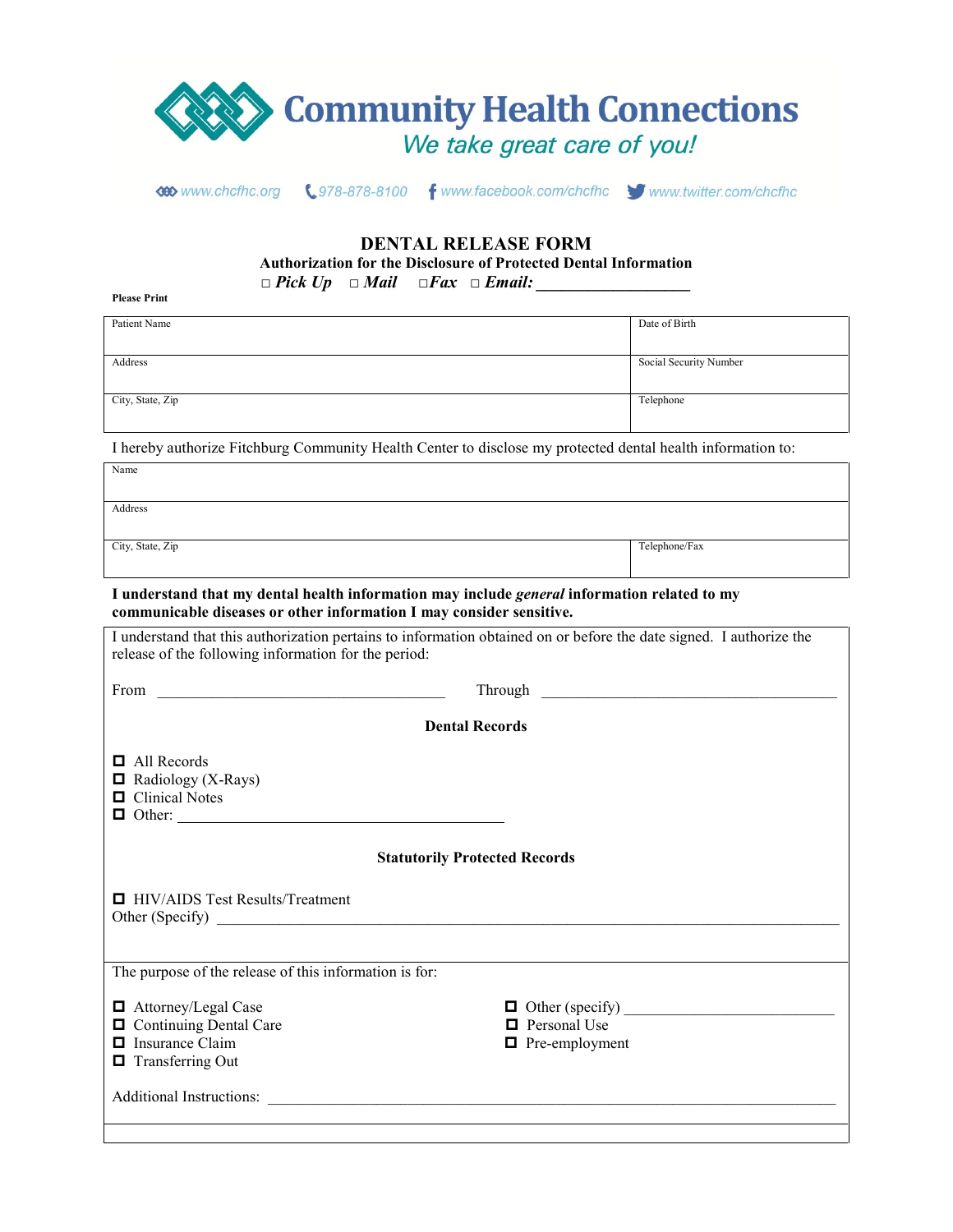# Community Health Connections

*We take great care of you!*

www.chcfhc.org 978-878-8100 www.facebook.com/chcfhc www.twitter.com/chcfhc

## DENTAL RELEASE FORM

**Authorization for the Disclosure of Protected Dental Information**

□ ***Pick Up*** □ ***Mail*** □***Fax*** □ ***Email:*** ___________________

**Please Print**

| Patient Name | Date of Birth |
|---|---|
| Address | Social Security Number |
| City, State, Zip | Telephone |

I hereby authorize Fitchburg Community Health Center to disclose my protected dental health information to:

| Name | |
|---|---|
| Address | |
| City, State, Zip | Telephone/Fax |

**I understand that my dental health information may include *general* information related to my communicable diseases or other information I may consider sensitive.**

I understand that this authorization pertains to information obtained on or before the date signed. I authorize the release of the following information for the period:

From ______________________________________ Through ________________________________________

**Dental Records**

- ☐ All Records
- ☐ Radiology (X-Rays)
- ☐ Clinical Notes
- ☐ Other: ___________________________________________

**Statutorily Protected Records**

☐ HIV/AIDS Test Results/Treatment

Other (Specify) ___________________________________________________________________________

The purpose of the release of this information is for:

- ☐ Attorney/Legal Case
- ☐ Continuing Dental Care
- ☐ Insurance Claim
- ☐ Transferring Out
- ☐ Other (specify) ___________________________
- ☐ Personal Use
- ☐ Pre-employment

Additional Instructions: ___________________________________________________________________________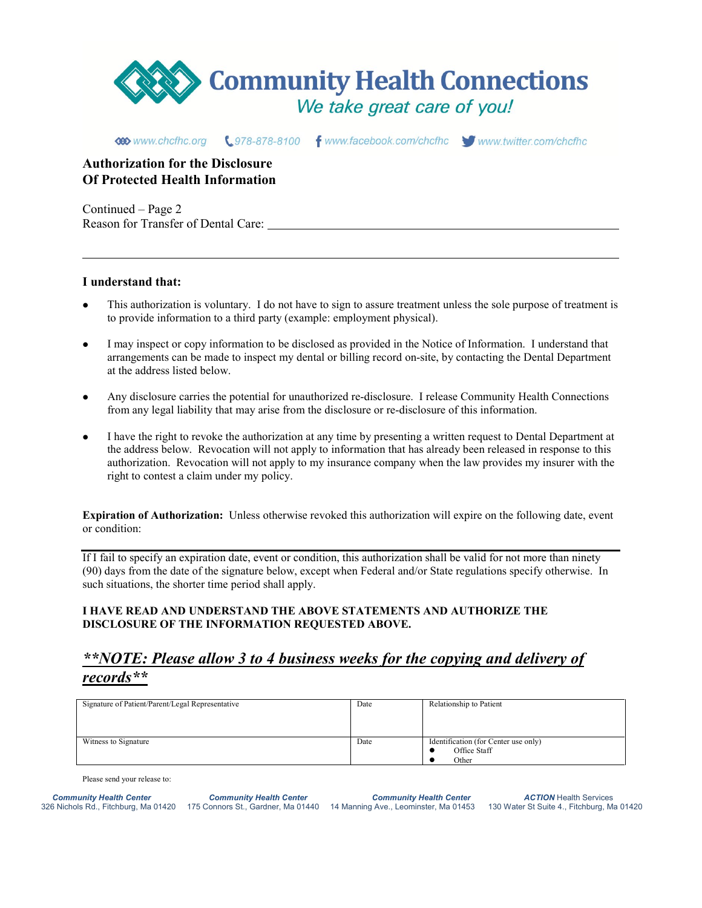# Community Health Connections

*We take great care of you!*

www.chcfhc.org 978-878-8100 www.facebook.com/chcfhc www.twitter.com/chcfhc

## Authorization for the Disclosure Of Protected Health Information

Continued – Page 2

Reason for Transfer of Dental Care: \_\_\_\_\_\_\_\_\_\_\_\_\_\_\_\_\_\_\_\_\_\_\_\_\_\_\_\_\_\_\_\_\_\_\_\_\_\_\_\_\_\_\_\_\_\_\_\_

\_\_\_\_\_\_\_\_\_\_\_\_\_\_\_\_\_\_\_\_\_\_\_\_\_\_\_\_\_\_\_\_\_\_\_\_\_\_\_\_\_\_\_\_\_\_\_\_\_\_\_\_\_\_\_\_\_\_\_\_\_\_\_\_\_\_\_\_\_\_\_\_\_\_\_\_\_\_\_\_

**I understand that:**

- This authorization is voluntary. I do not have to sign to assure treatment unless the sole purpose of treatment is to provide information to a third party (example: employment physical).
- I may inspect or copy information to be disclosed as provided in the Notice of Information. I understand that arrangements can be made to inspect my dental or billing record on-site, by contacting the Dental Department at the address listed below.
- Any disclosure carries the potential for unauthorized re-disclosure. I release Community Health Connections from any legal liability that may arise from the disclosure or re-disclosure of this information.
- I have the right to revoke the authorization at any time by presenting a written request to Dental Department at the address below. Revocation will not apply to information that has already been released in response to this authorization. Revocation will not apply to my insurance company when the law provides my insurer with the right to contest a claim under my policy.

**Expiration of Authorization:** Unless otherwise revoked this authorization will expire on the following date, event or condition:

\_\_\_\_\_\_\_\_\_\_\_\_\_\_\_\_\_\_\_\_\_\_\_\_\_\_\_\_\_\_\_\_\_\_\_\_\_\_\_\_\_\_\_\_\_\_\_\_\_\_\_\_\_\_\_\_\_\_\_\_\_\_\_\_\_\_\_\_\_\_\_\_\_\_\_\_\_\_\_\_

If I fail to specify an expiration date, event or condition, this authorization shall be valid for not more than ninety (90) days from the date of the signature below, except when Federal and/or State regulations specify otherwise. In such situations, the shorter time period shall apply.

**I HAVE READ AND UNDERSTAND THE ABOVE STATEMENTS AND AUTHORIZE THE DISCLOSURE OF THE INFORMATION REQUESTED ABOVE.**

***\*\*NOTE: Please allow 3 to 4 business weeks for the copying and delivery of records\*\****

| | | |
|---|---|---|
| Signature of Patient/Parent/Legal Representative | Date | Relationship to Patient |
| Witness to Signature | Date | Identification (for Center use only)<br>• Office Staff<br>• Other |

Please send your release to:

**Community Health Center**
326 Nichols Rd., Fitchburg, Ma 01420

**Community Health Center**
175 Connors St., Gardner, Ma 01440

**Community Health Center**
14 Manning Ave., Leominster, Ma 01453

***ACTION*** Health Services
130 Water St Suite 4., Fitchburg, Ma 01420